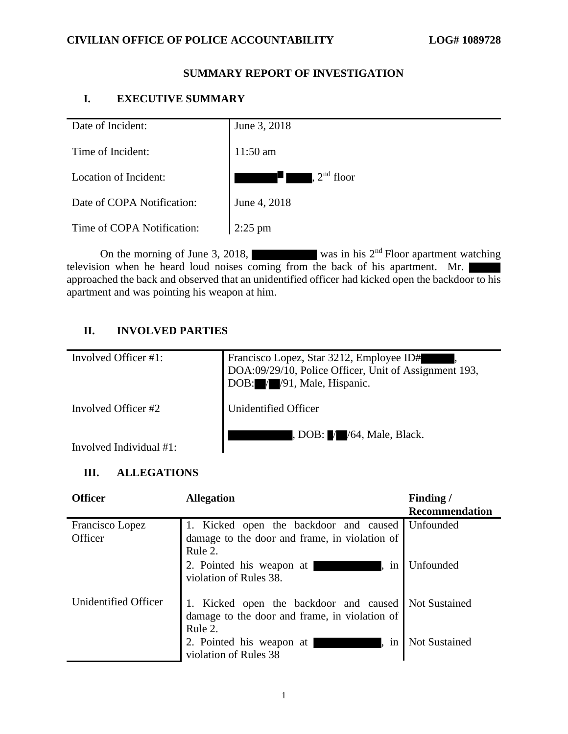**CIVILIAN OFFICE OF POLICE ACCOUNTABILITY** **LOG# 1089728**

## SUMMARY REPORT OF INVESTIGATION

### I. EXECUTIVE SUMMARY

| | |
|---|---|
| Date of Incident: | June 3, 2018 |
| Time of Incident: | 11:50 am |
| Location of Incident: | ███ █ ███, 2nd floor |
| Date of COPA Notification: | June 4, 2018 |
| Time of COPA Notification: | 2:25 pm |

On the morning of June 3, 2018, ██████ was in his 2nd Floor apartment watching television when he heard loud noises coming from the back of his apartment. Mr. ███ approached the back and observed that an unidentified officer had kicked open the backdoor to his apartment and was pointing his weapon at him.

### II. INVOLVED PARTIES

| | |
|---|---|
| Involved Officer #1: | Francisco Lopez, Star 3212, Employee ID# ███, DOA:09/29/10, Police Officer, Unit of Assignment 193, DOB: ██/██/91, Male, Hispanic. |
| Involved Officer #2 | Unidentified Officer |
| Involved Individual #1: | ██████, DOB: █/██/64, Male, Black. |

### III. ALLEGATIONS

| Officer | Allegation | Finding / Recommendation |
|---|---|---|
| Francisco Lopez Officer | 1. Kicked open the backdoor and caused damage to the door and frame, in violation of Rule 2. | Unfounded |
| | 2. Pointed his weapon at ██████, in violation of Rules 38. | Unfounded |
| Unidentified Officer | 1. Kicked open the backdoor and caused damage to the door and frame, in violation of Rule 2. | Not Sustained |
| | 2. Pointed his weapon at ██████, in violation of Rules 38 | Not Sustained |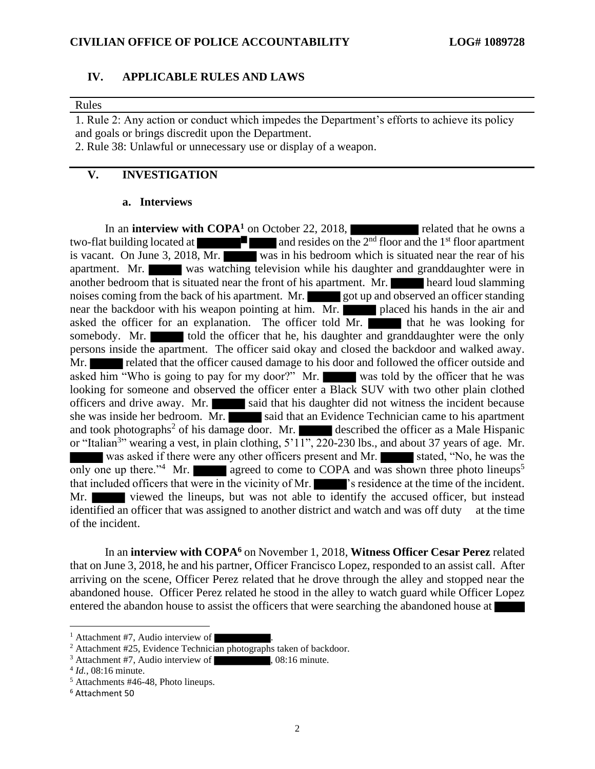## IV. APPLICABLE RULES AND LAWS

| Rules |
| --- |
| 1. Rule 2: Any action or conduct which impedes the Department's efforts to achieve its policy and goals or brings discredit upon the Department. |
| 2. Rule 38: Unlawful or unnecessary use or display of a weapon. |

## V. INVESTIGATION

### a. Interviews

In an **interview with COPA**[1] on October 22, 2018, ██████████ related that he owns a two-flat building located at ███████ █████ and resides on the 2nd floor and the 1st floor apartment is vacant. On June 3, 2018, Mr. █████ was in his bedroom which is situated near the rear of his apartment. Mr. █████ was watching television while his daughter and granddaughter were in another bedroom that is situated near the front of his apartment. Mr. █████ heard loud slamming noises coming from the back of his apartment. Mr. █████ got up and observed an officer standing near the backdoor with his weapon pointing at him. Mr. █████ placed his hands in the air and asked the officer for an explanation. The officer told Mr. █████ that he was looking for somebody. Mr. █████ told the officer that he, his daughter and granddaughter were the only persons inside the apartment. The officer said okay and closed the backdoor and walked away. Mr. █████ related that the officer caused damage to his door and followed the officer outside and asked him "Who is going to pay for my door?" Mr. █████ was told by the officer that he was looking for someone and observed the officer enter a Black SUV with two other plain clothed officers and drive away. Mr. █████ said that his daughter did not witness the incident because she was inside her bedroom. Mr. █████ said that an Evidence Technician came to his apartment and took photographs[2] of his damage door. Mr. █████ described the officer as a Male Hispanic or "Italian[3]" wearing a vest, in plain clothing, 5'11", 220-230 lbs., and about 37 years of age. Mr. █████ was asked if there were any other officers present and Mr. █████ stated, "No, he was the only one up there."[4] Mr. █████ agreed to come to COPA and was shown three photo lineups[5] that included officers that were in the vicinity of Mr. █████'s residence at the time of the incident. Mr. █████ viewed the lineups, but was not able to identify the accused officer, but instead identified an officer that was assigned to another district and watch and was off duty at the time of the incident.

In an **interview with COPA**[6] on November 1, 2018, **Witness Officer Cesar Perez** related that on June 3, 2018, he and his partner, Officer Francisco Lopez, responded to an assist call. After arriving on the scene, Officer Perez related that he drove through the alley and stopped near the abandoned house. Officer Perez related he stood in the alley to watch guard while Officer Lopez entered the abandon house to assist the officers that were searching the abandoned house at █████

---

[1] Attachment #7, Audio interview of ██████████.

[2] Attachment #25, Evidence Technician photographs taken of backdoor.

[3] Attachment #7, Audio interview of ██████████, 08:16 minute.

[4] *Id.*, 08:16 minute.

[5] Attachments #46-48, Photo lineups.

[6] Attachment 50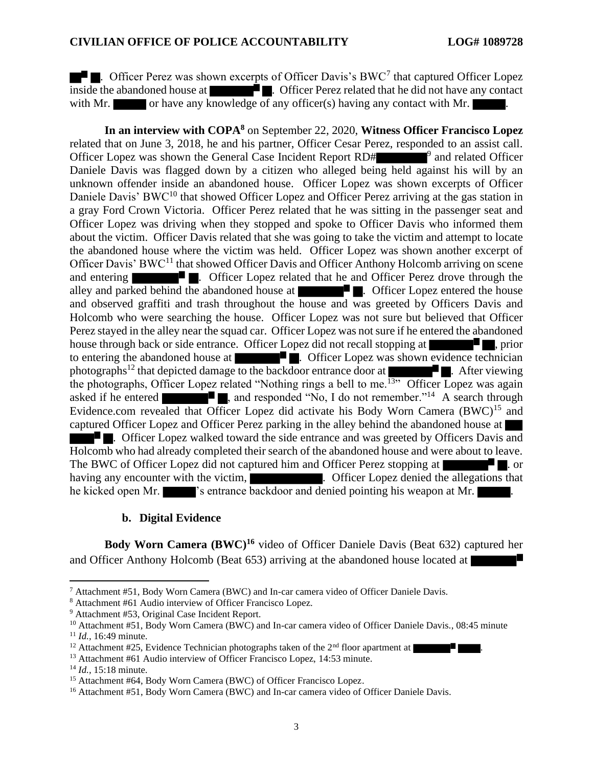. Officer Perez was shown excerpts of Officer Davis's BWC[7] that captured Officer Lopez inside the abandoned house at . Officer Perez related that he did not have any contact with Mr. or have any knowledge of any officer(s) having any contact with Mr. .

**In an interview with COPA[8]** on September 22, 2020, **Witness Officer Francisco Lopez** related that on June 3, 2018, he and his partner, Officer Cesar Perez, responded to an assist call. Officer Lopez was shown the General Case Incident Report RD#[9] and related Officer Daniele Davis was flagged down by a citizen who alleged being held against his will by an unknown offender inside an abandoned house. Officer Lopez was shown excerpts of Officer Daniele Davis' BWC[10] that showed Officer Lopez and Officer Perez arriving at the gas station in a gray Ford Crown Victoria. Officer Perez related that he was sitting in the passenger seat and Officer Lopez was driving when they stopped and spoke to Officer Davis who informed them about the victim. Officer Davis related that she was going to take the victim and attempt to locate the abandoned house where the victim was held. Officer Lopez was shown another excerpt of Officer Davis' BWC[11] that showed Officer Davis and Officer Anthony Holcomb arriving on scene and entering . Officer Lopez related that he and Officer Perez drove through the alley and parked behind the abandoned house at . Officer Lopez entered the house and observed graffiti and trash throughout the house and was greeted by Officers Davis and Holcomb who were searching the house. Officer Lopez was not sure but believed that Officer Perez stayed in the alley near the squad car. Officer Lopez was not sure if he entered the abandoned house through back or side entrance. Officer Lopez did not recall stopping at , prior to entering the abandoned house at . Officer Lopez was shown evidence technician photographs[12] that depicted damage to the backdoor entrance door at . After viewing the photographs, Officer Lopez related "Nothing rings a bell to me.[13]" Officer Lopez was again asked if he entered , and responded "No, I do not remember."[14] A search through Evidence.com revealed that Officer Lopez did activate his Body Worn Camera (BWC)[15] and captured Officer Lopez and Officer Perez parking in the alley behind the abandoned house at . Officer Lopez walked toward the side entrance and was greeted by Officers Davis and Holcomb who had already completed their search of the abandoned house and were about to leave. The BWC of Officer Lopez did not captured him and Officer Perez stopping at . or having any encounter with the victim, . Officer Lopez denied the allegations that he kicked open Mr. 's entrance backdoor and denied pointing his weapon at Mr. .

### b. Digital Evidence

**Body Worn Camera (BWC)[16]** video of Officer Daniele Davis (Beat 632) captured her and Officer Anthony Holcomb (Beat 653) arriving at the abandoned house located at

---

[7] Attachment #51, Body Worn Camera (BWC) and In-car camera video of Officer Daniele Davis.

[8] Attachment #61 Audio interview of Officer Francisco Lopez.

[9] Attachment #53, Original Case Incident Report.

[10] Attachment #51, Body Worn Camera (BWC) and In-car camera video of Officer Daniele Davis., 08:45 minute

[11] *Id.,* 16:49 minute.

[12] Attachment #25, Evidence Technician photographs taken of the 2nd floor apartment at .

[13] Attachment #61 Audio interview of Officer Francisco Lopez, 14:53 minute.

[14] *Id.*, 15:18 minute.

[15] Attachment #64, Body Worn Camera (BWC) of Officer Francisco Lopez.

[16] Attachment #51, Body Worn Camera (BWC) and In-car camera video of Officer Daniele Davis.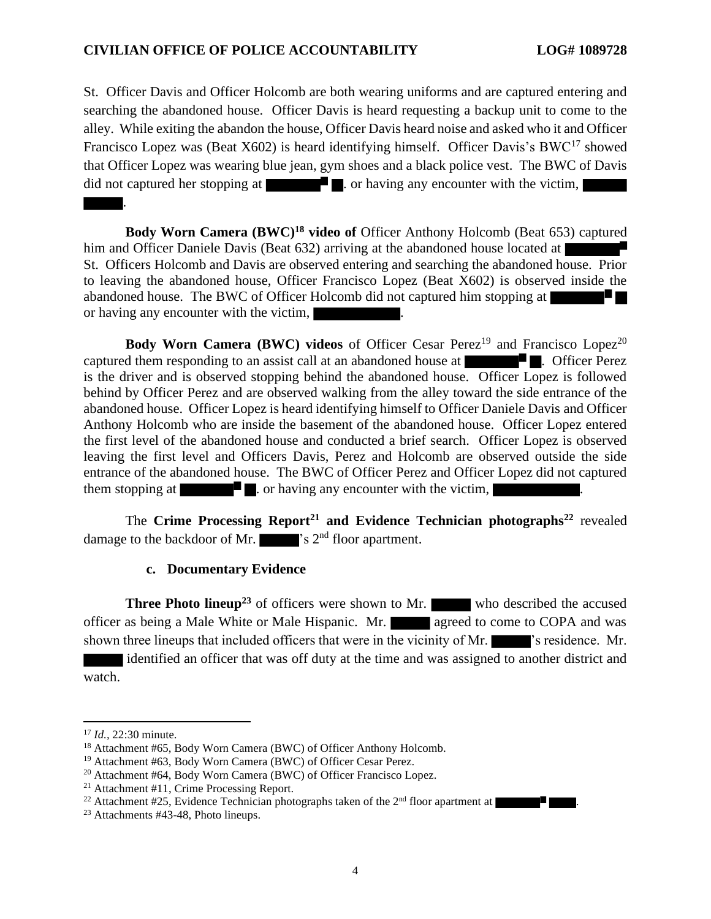St. Officer Davis and Officer Holcomb are both wearing uniforms and are captured entering and searching the abandoned house. Officer Davis is heard requesting a backup unit to come to the alley. While exiting the abandon the house, Officer Davis heard noise and asked who it and Officer Francisco Lopez was (Beat X602) is heard identifying himself. Officer Davis's BWC[17] showed that Officer Lopez was wearing blue jean, gym shoes and a black police vest. The BWC of Davis did not captured her stopping at ███████ █. or having any encounter with the victim, ██████.

**Body Worn Camera (BWC)[18] video of** Officer Anthony Holcomb (Beat 653) captured him and Officer Daniele Davis (Beat 632) arriving at the abandoned house located at ███████ St. Officers Holcomb and Davis are observed entering and searching the abandoned house. Prior to leaving the abandoned house, Officer Francisco Lopez (Beat X602) is observed inside the abandoned house. The BWC of Officer Holcomb did not captured him stopping at ███████ █ or having any encounter with the victim, ███████████.

**Body Worn Camera (BWC) videos** of Officer Cesar Perez[19] and Francisco Lopez[20] captured them responding to an assist call at an abandoned house at ███████ █. Officer Perez is the driver and is observed stopping behind the abandoned house. Officer Lopez is followed behind by Officer Perez and are observed walking from the alley toward the side entrance of the abandoned house. Officer Lopez is heard identifying himself to Officer Daniele Davis and Officer Anthony Holcomb who are inside the basement of the abandoned house. Officer Lopez entered the first level of the abandoned house and conducted a brief search. Officer Lopez is observed leaving the first level and Officers Davis, Perez and Holcomb are observed outside the side entrance of the abandoned house. The BWC of Officer Perez and Officer Lopez did not captured them stopping at ███████ █. or having any encounter with the victim, ███████████.

The **Crime Processing Report[21] and Evidence Technician photographs[22]** revealed damage to the backdoor of Mr. █████'s 2nd floor apartment.

### c. Documentary Evidence

**Three Photo lineup[23]** of officers were shown to Mr. █████ who described the accused officer as being a Male White or Male Hispanic. Mr. █████ agreed to come to COPA and was shown three lineups that included officers that were in the vicinity of Mr. █████'s residence. Mr. █████ identified an officer that was off duty at the time and was assigned to another district and watch.

---

[17] *Id.,* 22:30 minute.

[18] Attachment #65, Body Worn Camera (BWC) of Officer Anthony Holcomb.

[19] Attachment #63, Body Worn Camera (BWC) of Officer Cesar Perez.

[20] Attachment #64, Body Worn Camera (BWC) of Officer Francisco Lopez.

[21] Attachment #11, Crime Processing Report.

[22] Attachment #25, Evidence Technician photographs taken of the 2nd floor apartment at ███████ ████.

[23] Attachments #43-48, Photo lineups.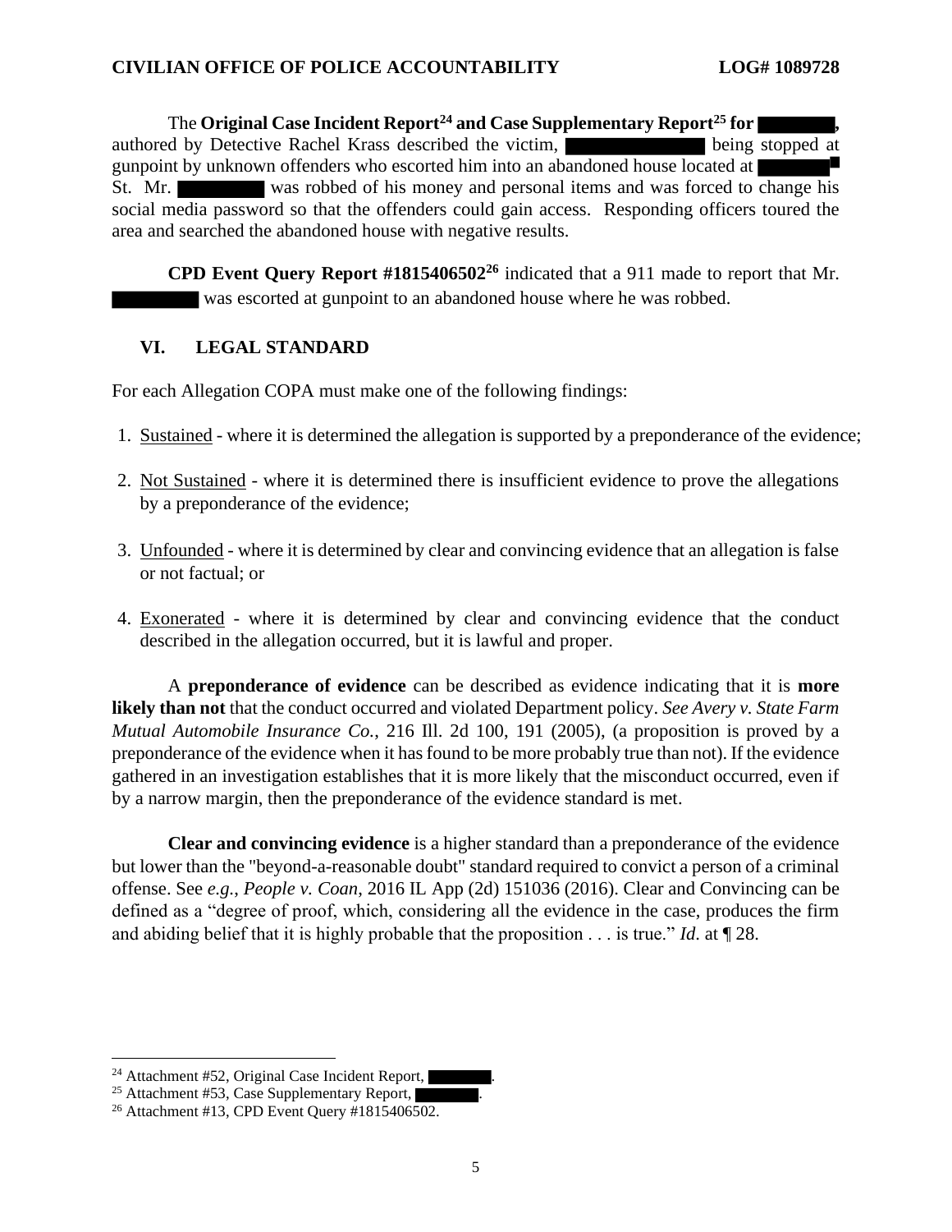The **Original Case Incident Report**[24] **and Case Supplementary Report**[25] **for** ██████**,** authored by Detective Rachel Krass described the victim, ██████████ being stopped at gunpoint by unknown offenders who escorted him into an abandoned house located at ██████ St. Mr. ██████ was robbed of his money and personal items and was forced to change his social media password so that the offenders could gain access. Responding officers toured the area and searched the abandoned house with negative results.

**CPD Event Query Report #1815406502**[26] indicated that a 911 made to report that Mr. ██████ was escorted at gunpoint to an abandoned house where he was robbed.

## VI. LEGAL STANDARD

For each Allegation COPA must make one of the following findings:

1. Sustained - where it is determined the allegation is supported by a preponderance of the evidence;
2. Not Sustained - where it is determined there is insufficient evidence to prove the allegations by a preponderance of the evidence;
3. Unfounded - where it is determined by clear and convincing evidence that an allegation is false or not factual; or
4. Exonerated - where it is determined by clear and convincing evidence that the conduct described in the allegation occurred, but it is lawful and proper.

A **preponderance of evidence** can be described as evidence indicating that it is **more likely than not** that the conduct occurred and violated Department policy. *See Avery v. State Farm Mutual Automobile Insurance Co.*, 216 Ill. 2d 100, 191 (2005), (a proposition is proved by a preponderance of the evidence when it has found to be more probably true than not). If the evidence gathered in an investigation establishes that it is more likely that the misconduct occurred, even if by a narrow margin, then the preponderance of the evidence standard is met.

**Clear and convincing evidence** is a higher standard than a preponderance of the evidence but lower than the "beyond-a-reasonable doubt" standard required to convict a person of a criminal offense. See *e.g.*, *People v. Coan*, 2016 IL App (2d) 151036 (2016). Clear and Convincing can be defined as a "degree of proof, which, considering all the evidence in the case, produces the firm and abiding belief that it is highly probable that the proposition . . . is true." *Id*. at ¶ 28.

---

[24] Attachment #52, Original Case Incident Report, ██████.

[25] Attachment #53, Case Supplementary Report, ██████.

[26] Attachment #13, CPD Event Query #1815406502.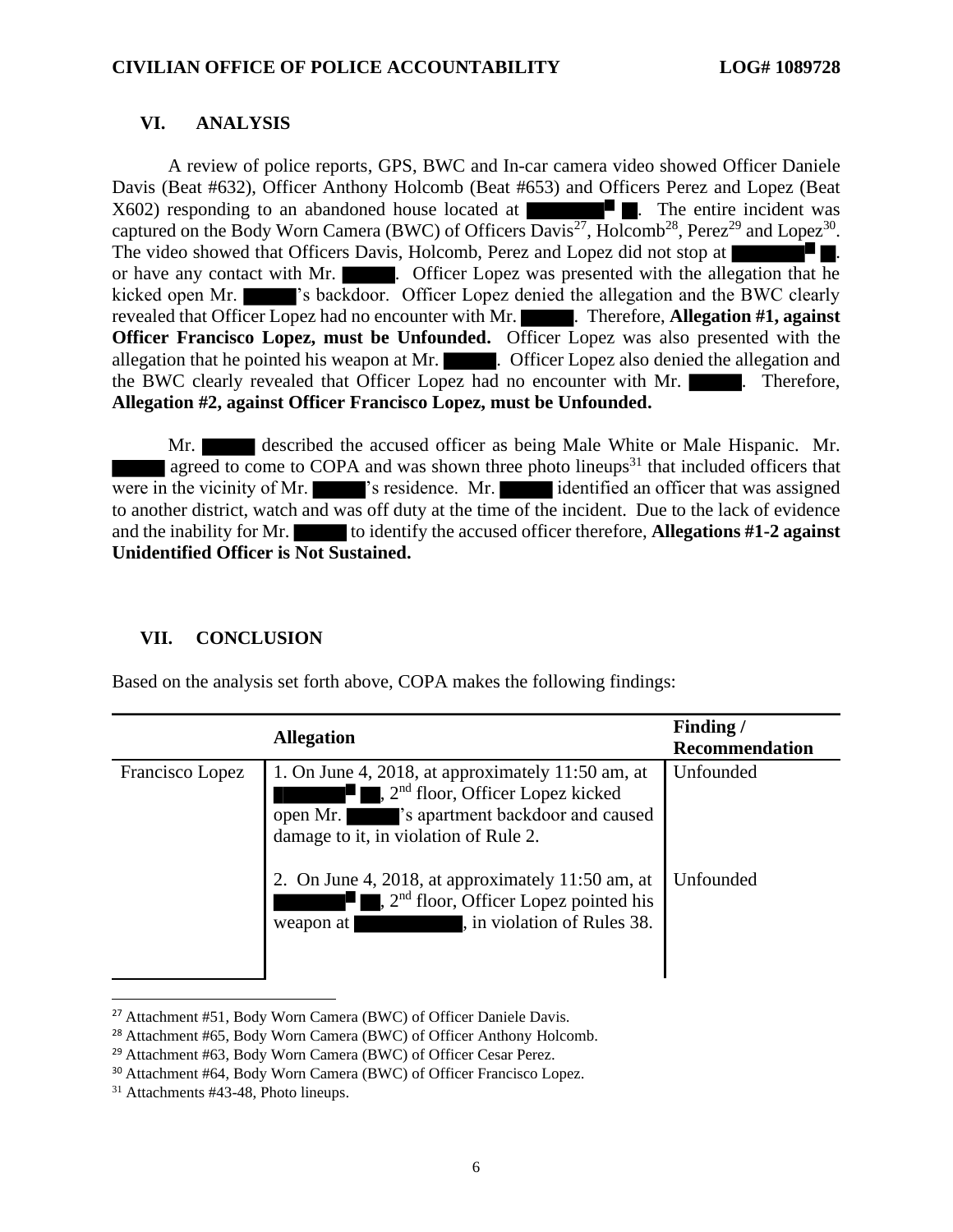## VI. ANALYSIS

A review of police reports, GPS, BWC and In-car camera video showed Officer Daniele Davis (Beat #632), Officer Anthony Holcomb (Beat #653) and Officers Perez and Lopez (Beat X602) responding to an abandoned house located at ████ █. The entire incident was captured on the Body Worn Camera (BWC) of Officers Davis[27], Holcomb[28], Perez[29] and Lopez[30]. The video showed that Officers Davis, Holcomb, Perez and Lopez did not stop at ████ █. or have any contact with Mr. ████. Officer Lopez was presented with the allegation that he kicked open Mr. ████'s backdoor. Officer Lopez denied the allegation and the BWC clearly revealed that Officer Lopez had no encounter with Mr. ████. Therefore, **Allegation #1, against Officer Francisco Lopez, must be Unfounded.** Officer Lopez was also presented with the allegation that he pointed his weapon at Mr. ████. Officer Lopez also denied the allegation and the BWC clearly revealed that Officer Lopez had no encounter with Mr. ████. Therefore, **Allegation #2, against Officer Francisco Lopez, must be Unfounded.**

Mr. ████ described the accused officer as being Male White or Male Hispanic. Mr. ████ agreed to come to COPA and was shown three photo lineups[31] that included officers that were in the vicinity of Mr. ████'s residence. Mr. ████ identified an officer that was assigned to another district, watch and was off duty at the time of the incident. Due to the lack of evidence and the inability for Mr. ████ to identify the accused officer therefore, **Allegations #1-2 against Unidentified Officer is Not Sustained.**

## VII. CONCLUSION

Based on the analysis set forth above, COPA makes the following findings:

| | Allegation | Finding / Recommendation |
|---|---|---|
| Francisco Lopez | 1. On June 4, 2018, at approximately 11:50 am, at ████ █, 2nd floor, Officer Lopez kicked open Mr. ████'s apartment backdoor and caused damage to it, in violation of Rule 2. | Unfounded |
| | 2. On June 4, 2018, at approximately 11:50 am, at ████ █, 2nd floor, Officer Lopez pointed his weapon at ████, in violation of Rules 38. | Unfounded |

[27] Attachment #51, Body Worn Camera (BWC) of Officer Daniele Davis.

[28] Attachment #65, Body Worn Camera (BWC) of Officer Anthony Holcomb.

[29] Attachment #63, Body Worn Camera (BWC) of Officer Cesar Perez.

[30] Attachment #64, Body Worn Camera (BWC) of Officer Francisco Lopez.

[31] Attachments #43-48, Photo lineups.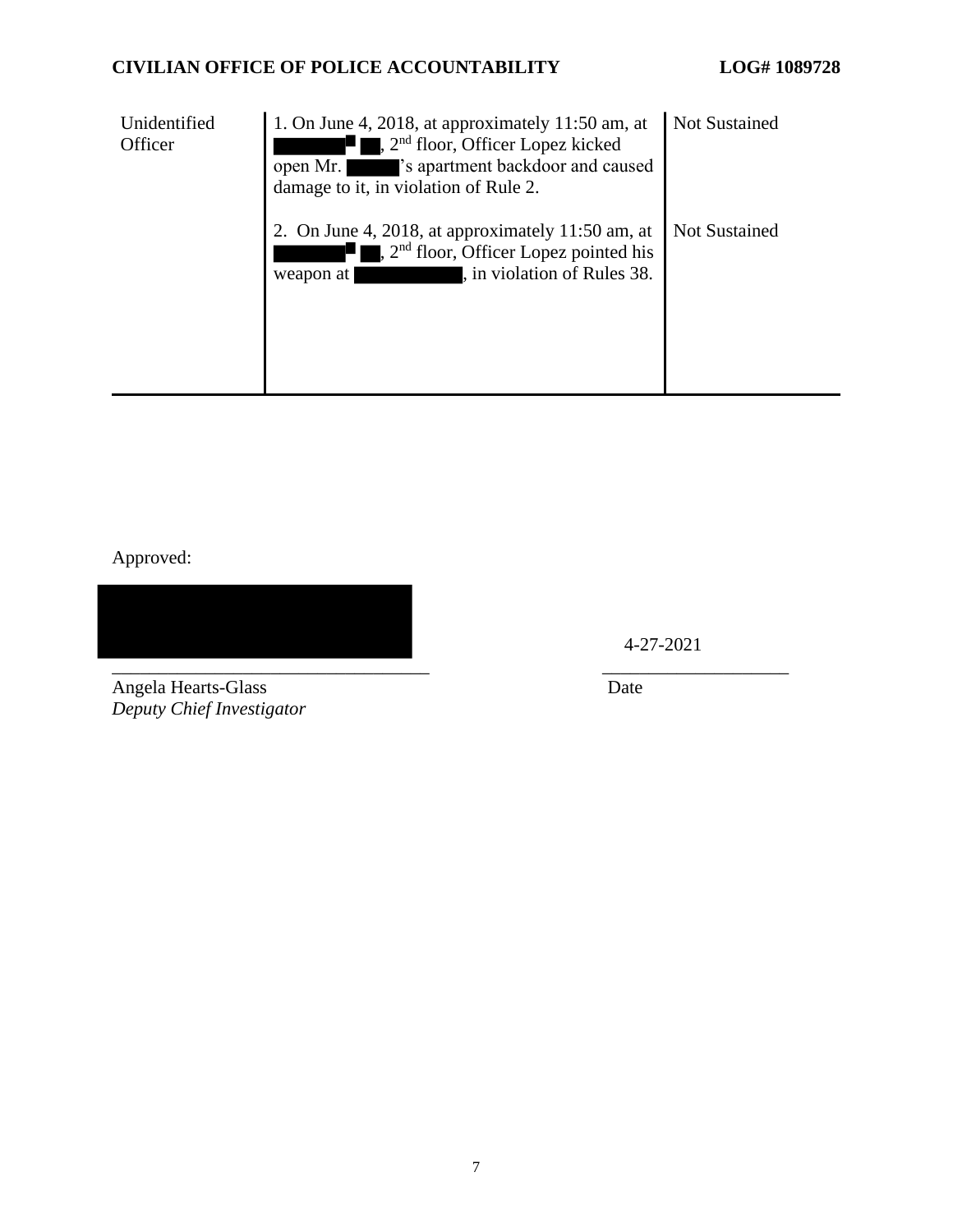| Unidentified Officer | 1. On June 4, 2018, at approximately 11:50 am, at ██████ ██, 2nd floor, Officer Lopez kicked open Mr. █████'s apartment backdoor and caused damage to it, in violation of Rule 2. | Not Sustained |
|---|---|---|
| | 2. On June 4, 2018, at approximately 11:50 am, at ██████ ██, 2nd floor, Officer Lopez pointed his weapon at ██████████, in violation of Rules 38. | Not Sustained |

Approved:

█████████████████ &nbsp;&nbsp;&nbsp;&nbsp;&nbsp;&nbsp;&nbsp;&nbsp; 4-27-2021

______________________________ &nbsp;&nbsp;&nbsp;&nbsp;&nbsp;&nbsp;&nbsp;&nbsp; ____________________

Angela Hearts-Glass &nbsp;&nbsp;&nbsp;&nbsp;&nbsp;&nbsp;&nbsp;&nbsp; Date

*Deputy Chief Investigator*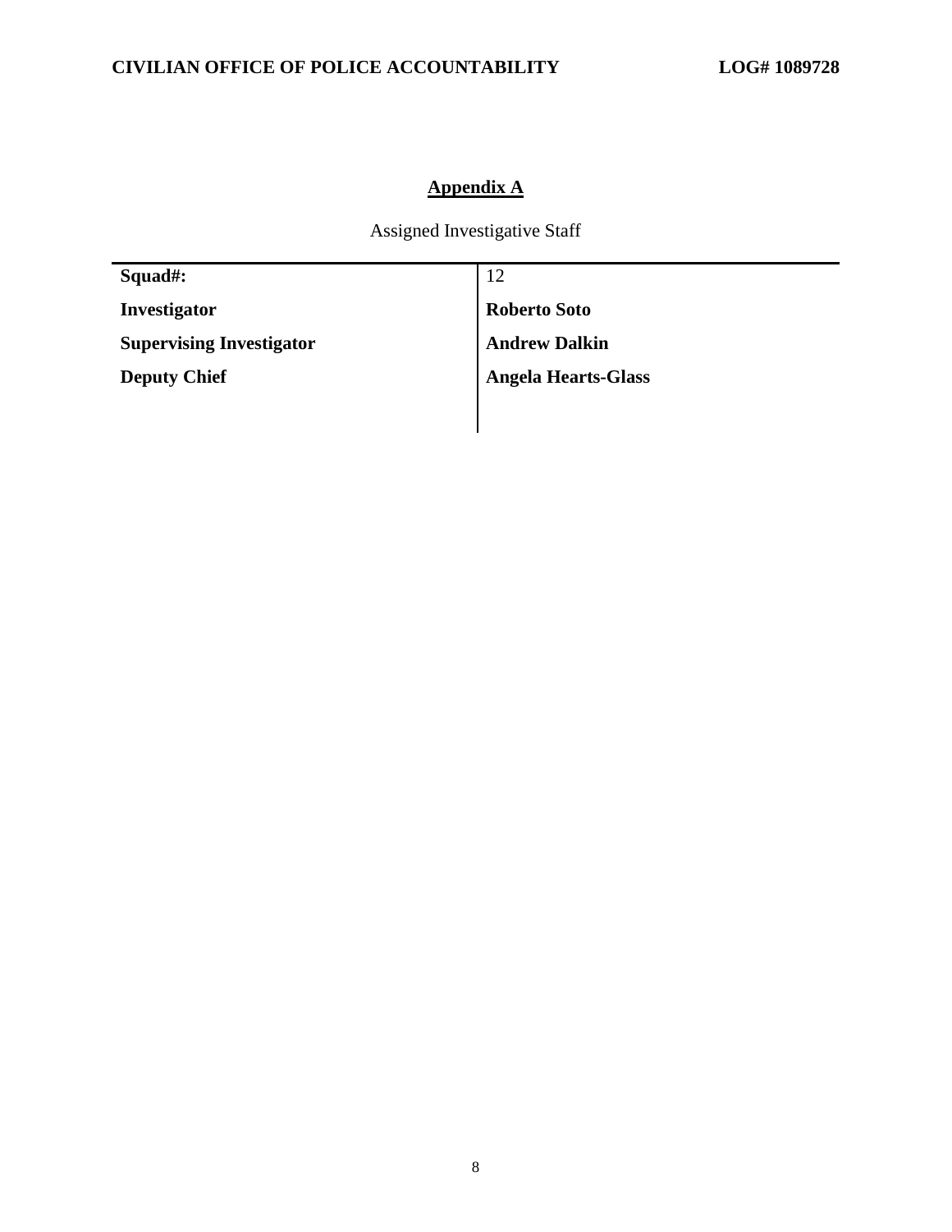## Appendix A

Assigned Investigative Staff

| | |
|---|---|
| **Squad#:** | 12 |
| **Investigator** | **Roberto Soto** |
| **Supervising Investigator** | **Andrew Dalkin** |
| **Deputy Chief** | **Angela Hearts-Glass** |